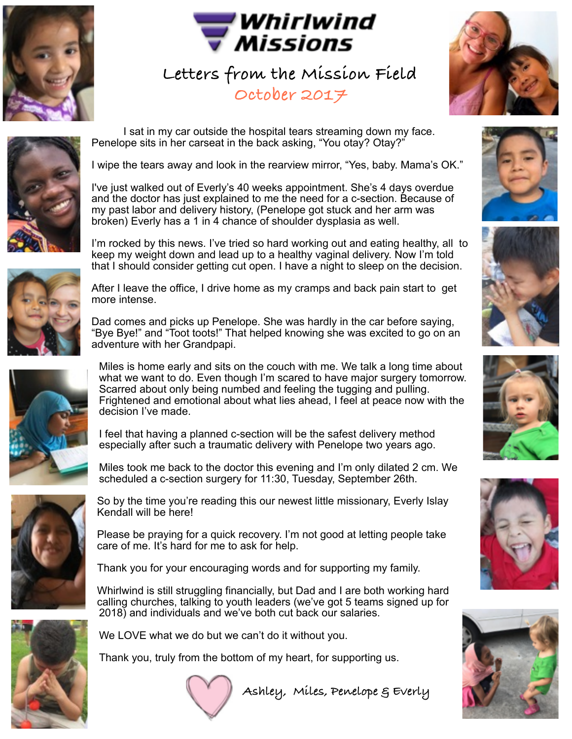# Whirlwind Missions

## Letters from the Mission Field

### October 2017

I sat in my car outside the hospital tears streaming down my face. Penelope sits in her carseat in the back asking, "You otay? Otay?"

I wipe the tears away and look in the rearview mirror, "Yes, baby. Mama's OK."

I've just walked out of Everly's 40 weeks appointment. She's 4 days overdue and the doctor has just explained to me the need for a c-section. Because of my past labor and delivery history, (Penelope got stuck and her arm was broken) Everly has a 1 in 4 chance of shoulder dysplasia as well.

I'm rocked by this news. I've tried so hard working out and eating healthy, all to keep my weight down and lead up to a healthy vaginal delivery. Now I'm told that I should consider getting cut open. I have a night to sleep on the decision.

After I leave the office, I drive home as my cramps and back pain start to get more intense.

Dad comes and picks up Penelope. She was hardly in the car before saying, "Bye Bye!" and "Toot toots!" That helped knowing she was excited to go on an adventure with her Grandpapi.

Miles is home early and sits on the couch with me. We talk a long time about what we want to do. Even though I'm scared to have major surgery tomorrow. Scarred about only being numbed and feeling the tugging and pulling. Frightened and emotional about what lies ahead, I feel at peace now with the decision I've made.

I feel that having a planned c-section will be the safest delivery method especially after such a traumatic delivery with Penelope two years ago.

Miles took me back to the doctor this evening and I'm only dilated 2 cm. We scheduled a c-section surgery for 11:30, Tuesday, September 26th.

So by the time you're reading this our newest little missionary, Everly Islay Kendall will be here!

Please be praying for a quick recovery. I'm not good at letting people take care of me. It's hard for me to ask for help.

Thank you for your encouraging words and for supporting my family.

Whirlwind is still struggling financially, but Dad and I are both working hard calling churches, talking to youth leaders (we've got 5 teams signed up for 2018) and individuals and we've both cut back our salaries.

We LOVE what we do but we can't do it without you.

Thank you, truly from the bottom of my heart, for supporting us.

Ashley, Miles, Penelope & Everly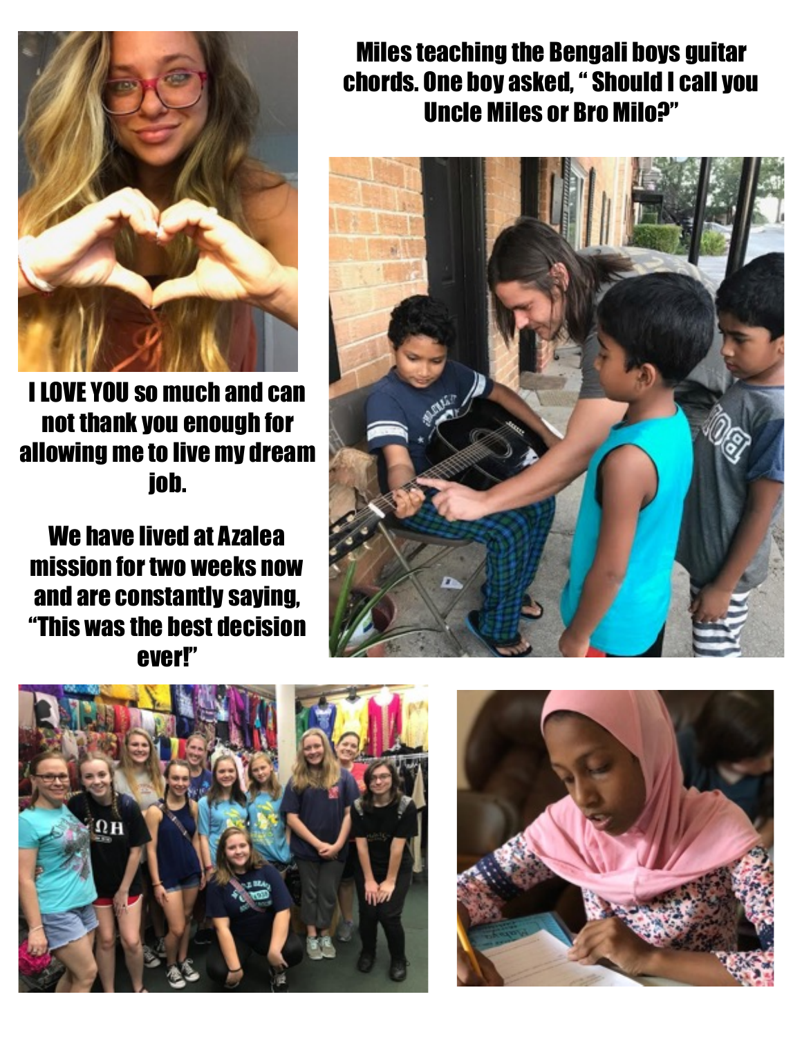Miles teaching the Bengali boys guitar chords. One boy asked, " Should I call you Uncle Miles or Bro Milo?"

I LOVE YOU so much and can not thank you enough for allowing me to live my dream job.

We have lived at Azalea mission for two weeks now and are constantly saying, "This was the best decision ever!"